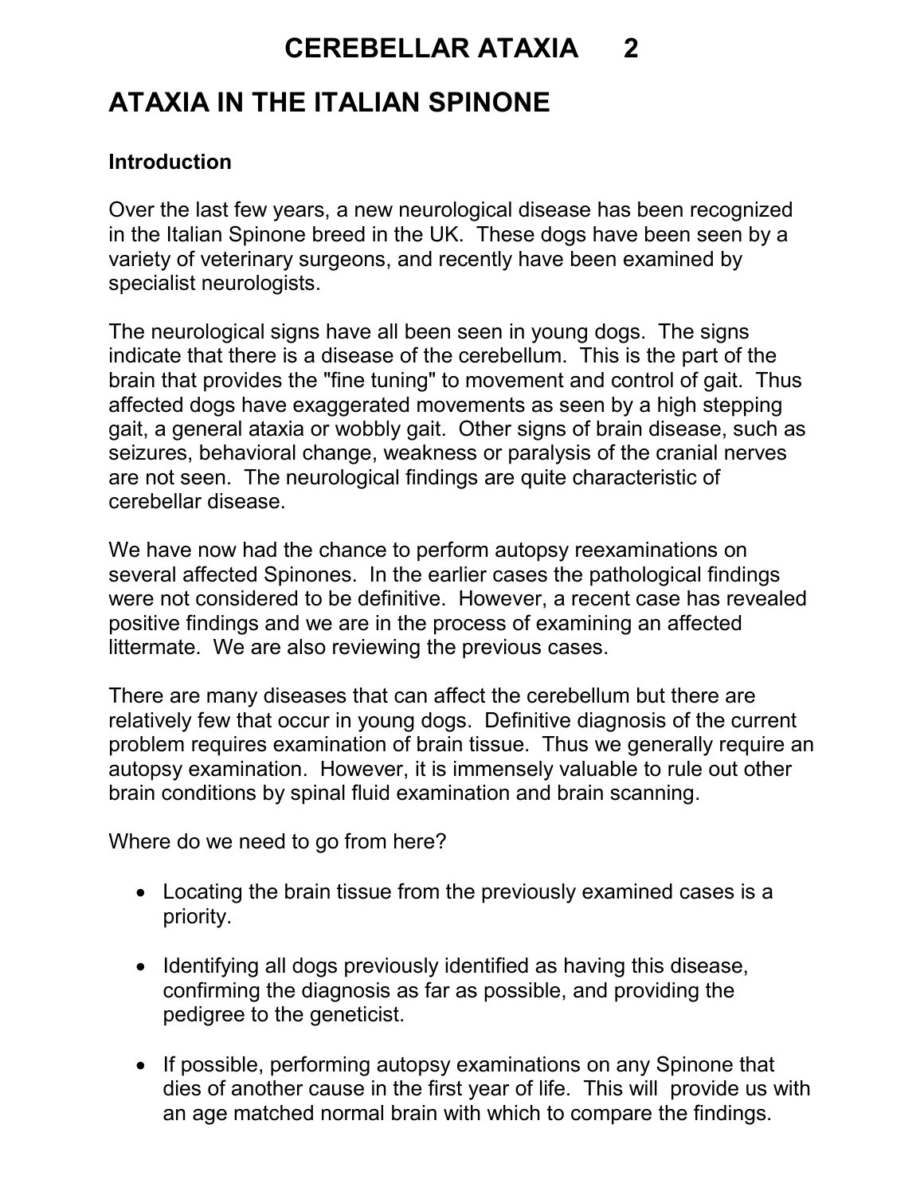# CEREBELLAR ATAXIA 2

## ATAXIA IN THE ITALIAN SPINONE

**Introduction**

Over the last few years, a new neurological disease has been recognized in the Italian Spinone breed in the UK. These dogs have been seen by a variety of veterinary surgeons, and recently have been examined by specialist neurologists.

The neurological signs have all been seen in young dogs. The signs indicate that there is a disease of the cerebellum. This is the part of the brain that provides the "fine tuning" to movement and control of gait. Thus affected dogs have exaggerated movements as seen by a high stepping gait, a general ataxia or wobbly gait. Other signs of brain disease, such as seizures, behavioral change, weakness or paralysis of the cranial nerves are not seen. The neurological findings are quite characteristic of cerebellar disease.

We have now had the chance to perform autopsy reexaminations on several affected Spinones. In the earlier cases the pathological findings were not considered to be definitive. However, a recent case has revealed positive findings and we are in the process of examining an affected littermate. We are also reviewing the previous cases.

There are many diseases that can affect the cerebellum but there are relatively few that occur in young dogs. Definitive diagnosis of the current problem requires examination of brain tissue. Thus we generally require an autopsy examination. However, it is immensely valuable to rule out other brain conditions by spinal fluid examination and brain scanning.

Where do we need to go from here?

- Locating the brain tissue from the previously examined cases is a priority.
- Identifying all dogs previously identified as having this disease, confirming the diagnosis as far as possible, and providing the pedigree to the geneticist.
- If possible, performing autopsy examinations on any Spinone that dies of another cause in the first year of life. This will provide us with an age matched normal brain with which to compare the findings.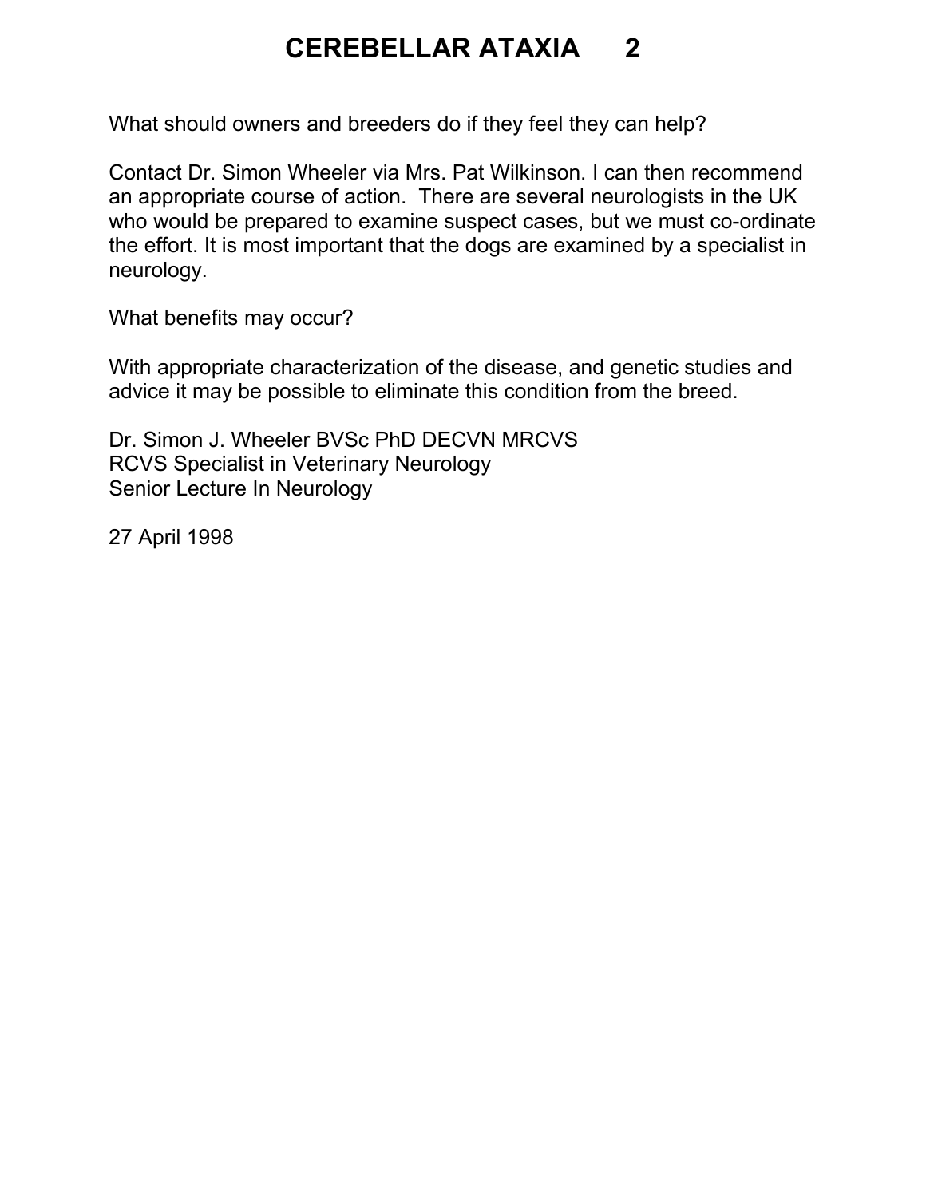What should owners and breeders do if they feel they can help?

Contact Dr. Simon Wheeler via Mrs. Pat Wilkinson. I can then recommend an appropriate course of action. There are several neurologists in the UK who would be prepared to examine suspect cases, but we must co-ordinate the effort. It is most important that the dogs are examined by a specialist in neurology.

What benefits may occur?

With appropriate characterization of the disease, and genetic studies and advice it may be possible to eliminate this condition from the breed.

Dr. Simon J. Wheeler BVSc PhD DECVN MRCVS
RCVS Specialist in Veterinary Neurology
Senior Lecture In Neurology

27 April 1998